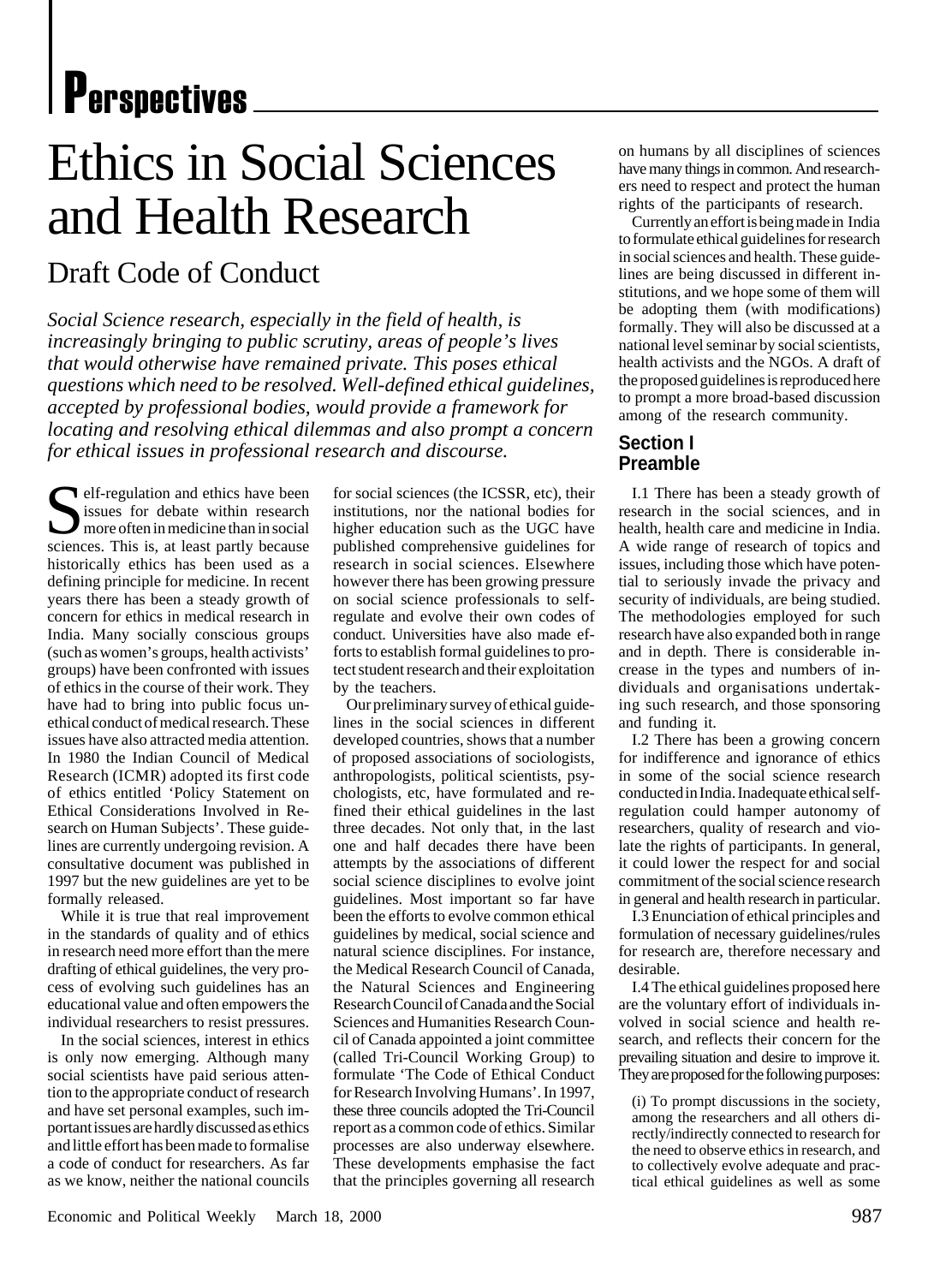# Perspectives

# Ethics in Social Sciences and Health Research

## Draft Code of Conduct

*Social Science research, especially in the field of health, is increasingly bringing to public scrutiny, areas of people's lives that would otherwise have remained private. This poses ethical questions which need to be resolved. Well-defined ethical guidelines, accepted by professional bodies, would provide a framework for locating and resolving ethical dilemmas and also prompt a concern for ethical issues in professional research and discourse.*

Self-regulation and ethics have been issues for debate within research more often in medicine than in social sciences. This is, at least partly because historically ethics has been used as a defining principle for medicine. In recent years there has been a steady growth of concern for ethics in medical research in India. Many socially conscious groups (such as women's groups, health activists' groups) have been confronted with issues of ethics in the course of their work. They have had to bring into public focus unethical conduct of medical research. These issues have also attracted media attention. In 1980 the Indian Council of Medical Research (ICMR) adopted its first code of ethics entitled 'Policy Statement on Ethical Considerations Involved in Research on Human Subjects'. These guidelines are currently undergoing revision. A consultative document was published in 1997 but the new guidelines are yet to be formally released.

While it is true that real improvement in the standards of quality and of ethics in research need more effort than the mere drafting of ethical guidelines, the very process of evolving such guidelines has an educational value and often empowers the individual researchers to resist pressures.

In the social sciences, interest in ethics is only now emerging. Although many social scientists have paid serious attention to the appropriate conduct of research and have set personal examples, such important issues are hardly discussed as ethics and little effort has been made to formalise a code of conduct for researchers. As far as we know, neither the national councils for social sciences (the ICSSR, etc), their institutions, nor the national bodies for higher education such as the UGC have published comprehensive guidelines for research in social sciences. Elsewhere however there has been growing pressure on social science professionals to self-regulate and evolve their own codes of conduct. Universities have also made efforts to establish formal guidelines to protect student research and their exploitation by the teachers.

Our preliminary survey of ethical guidelines in the social sciences in different developed countries, shows that a number of proposed associations of sociologists, anthropologists, political scientists, psychologists, etc, have formulated and refined their ethical guidelines in the last three decades. Not only that, in the last one and half decades there have been attempts by the associations of different social science disciplines to evolve joint guidelines. Most important so far have been the efforts to evolve common ethical guidelines by medical, social science and natural science disciplines. For instance, the Medical Research Council of Canada, the Natural Sciences and Engineering Research Council of Canada and the Social Sciences and Humanities Research Council of Canada appointed a joint committee (called Tri-Council Working Group) to formulate 'The Code of Ethical Conduct for Research Involving Humans'. In 1997, these three councils adopted the Tri-Council report as a common code of ethics. Similar processes are also underway elsewhere. These developments emphasise the fact that the principles governing all research on humans by all disciplines of sciences have many things in common. And researchers need to respect and protect the human rights of the participants of research.

Currently an effort is being made in India to formulate ethical guidelines for research in social sciences and health. These guidelines are being discussed in different institutions, and we hope some of them will be adopting them (with modifications) formally. They will also be discussed at a national level seminar by social scientists, health activists and the NGOs. A draft of the proposed guidelines is reproduced here to prompt a more broad-based discussion among of the research community.

### Section I
### Preamble

I.1 There has been a steady growth of research in the social sciences, and in health, health care and medicine in India. A wide range of research of topics and issues, including those which have potential to seriously invade the privacy and security of individuals, are being studied. The methodologies employed for such research have also expanded both in range and in depth. There is considerable increase in the types and numbers of individuals and organisations undertaking such research, and those sponsoring and funding it.

I.2 There has been a growing concern for indifference and ignorance of ethics in some of the social science research conducted in India. Inadequate ethical self-regulation could hamper autonomy of researchers, quality of research and violate the rights of participants. In general, it could lower the respect for and social commitment of the social science research in general and health research in particular.

I.3 Enunciation of ethical principles and formulation of necessary guidelines/rules for research are, therefore necessary and desirable.

I.4 The ethical guidelines proposed here are the voluntary effort of individuals involved in social science and health research, and reflects their concern for the prevailing situation and desire to improve it. They are proposed for the following purposes:

(i) To prompt discussions in the society, among the researchers and all others directly/indirectly connected to research for the need to observe ethics in research, and to collectively evolve adequate and practical ethical guidelines as well as some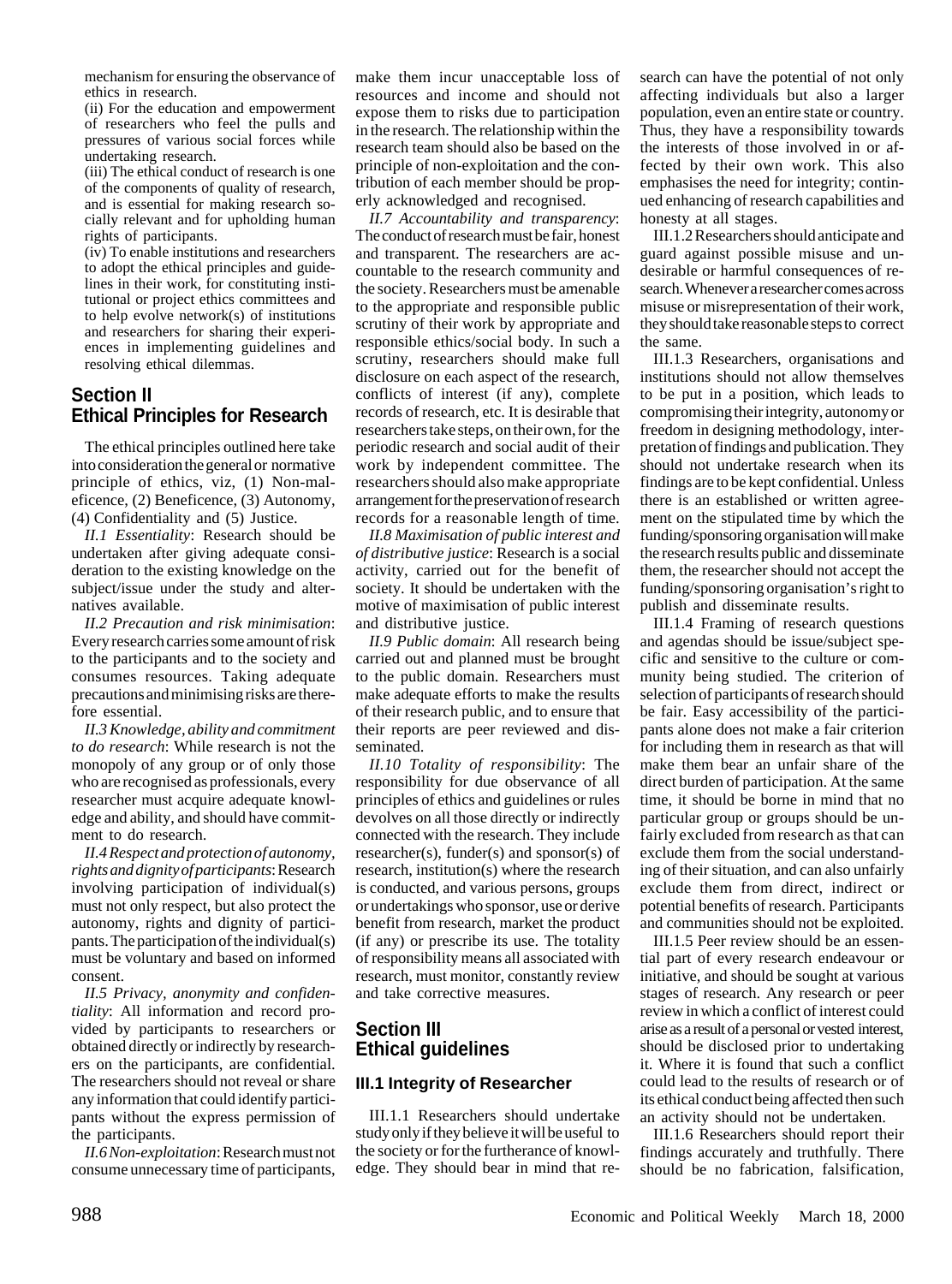mechanism for ensuring the observance of ethics in research.

(ii) For the education and empowerment of researchers who feel the pulls and pressures of various social forces while undertaking research.

(iii) The ethical conduct of research is one of the components of quality of research, and is essential for making research socially relevant and for upholding human rights of participants.

(iv) To enable institutions and researchers to adopt the ethical principles and guidelines in their work, for constituting institutional or project ethics committees and to help evolve network(s) of institutions and researchers for sharing their experiences in implementing guidelines and resolving ethical dilemmas.

## Section II
## Ethical Principles for Research

The ethical principles outlined here take into consideration the general or normative principle of ethics, viz, (1) Non-maleficence, (2) Beneficence, (3) Autonomy, (4) Confidentiality and (5) Justice.

*II.1 Essentiality*: Research should be undertaken after giving adequate consideration to the existing knowledge on the subject/issue under the study and alternatives available.

*II.2 Precaution and risk minimisation*: Every research carries some amount of risk to the participants and to the society and consumes resources. Taking adequate precautions and minimising risks are therefore essential.

*II.3 Knowledge, ability and commitment to do research*: While research is not the monopoly of any group or of only those who are recognised as professionals, every researcher must acquire adequate knowledge and ability, and should have commitment to do research.

*II.4 Respect and protection of autonomy, rights and dignity of participants*: Research involving participation of individual(s) must not only respect, but also protect the autonomy, rights and dignity of participants. The participation of the individual(s) must be voluntary and based on informed consent.

*II.5 Privacy, anonymity and confidentiality*: All information and record provided by participants to researchers or obtained directly or indirectly by researchers on the participants, are confidential. The researchers should not reveal or share any information that could identify participants without the express permission of the participants.

*II.6 Non-exploitation*: Research must not consume unnecessary time of participants, make them incur unacceptable loss of resources and income and should not expose them to risks due to participation in the research. The relationship within the research team should also be based on the principle of non-exploitation and the contribution of each member should be properly acknowledged and recognised.

*II.7 Accountability and transparency*: The conduct of research must be fair, honest and transparent. The researchers are accountable to the research community and the society. Researchers must be amenable to the appropriate and responsible public scrutiny of their work by appropriate and responsible ethics/social body. In such a scrutiny, researchers should make full disclosure on each aspect of the research, conflicts of interest (if any), complete records of research, etc. It is desirable that researchers take steps, on their own, for the periodic research and social audit of their work by independent committee. The researchers should also make appropriate arrangement for the preservation of research records for a reasonable length of time.

*II.8 Maximisation of public interest and of distributive justice*: Research is a social activity, carried out for the benefit of society. It should be undertaken with the motive of maximisation of public interest and distributive justice.

*II.9 Public domain*: All research being carried out and planned must be brought to the public domain. Researchers must make adequate efforts to make the results of their research public, and to ensure that their reports are peer reviewed and disseminated.

*II.10 Totality of responsibility*: The responsibility for due observance of all principles of ethics and guidelines or rules devolves on all those directly or indirectly connected with the research. They include researcher(s), funder(s) and sponsor(s) of research, institution(s) where the research is conducted, and various persons, groups or undertakings who sponsor, use or derive benefit from research, market the product (if any) or prescribe its use. The totality of responsibility means all associated with research, must monitor, constantly review and take corrective measures.

## Section III
## Ethical guidelines

### III.1 Integrity of Researcher

III.1.1 Researchers should undertake study only if they believe it will be useful to the society or for the furtherance of knowledge. They should bear in mind that research can have the potential of not only affecting individuals but also a larger population, even an entire state or country. Thus, they have a responsibility towards the interests of those involved in or affected by their own work. This also emphasises the need for integrity; continued enhancing of research capabilities and honesty at all stages.

III.1.2 Researchers should anticipate and guard against possible misuse and undesirable or harmful consequences of research. Whenever a researcher comes across misuse or misrepresentation of their work, they should take reasonable steps to correct the same.

III.1.3 Researchers, organisations and institutions should not allow themselves to be put in a position, which leads to compromising their integrity, autonomy or freedom in designing methodology, interpretation of findings and publication. They should not undertake research when its findings are to be kept confidential. Unless there is an established or written agreement on the stipulated time by which the funding/sponsoring organisation will make the research results public and disseminate them, the researcher should not accept the funding/sponsoring organisation's right to publish and disseminate results.

III.1.4 Framing of research questions and agendas should be issue/subject specific and sensitive to the culture or community being studied. The criterion of selection of participants of research should be fair. Easy accessibility of the participants alone does not make a fair criterion for including them in research as that will make them bear an unfair share of the direct burden of participation. At the same time, it should be borne in mind that no particular group or groups should be unfairly excluded from research as that can exclude them from the social understanding of their situation, and can also unfairly exclude them from direct, indirect or potential benefits of research. Participants and communities should not be exploited.

III.1.5 Peer review should be an essential part of every research endeavour or initiative, and should be sought at various stages of research. Any research or peer review in which a conflict of interest could arise as a result of a personal or vested interest, should be disclosed prior to undertaking it. Where it is found that such a conflict could lead to the results of research or of its ethical conduct being affected then such an activity should not be undertaken.

III.1.6 Researchers should report their findings accurately and truthfully. There should be no fabrication, falsification,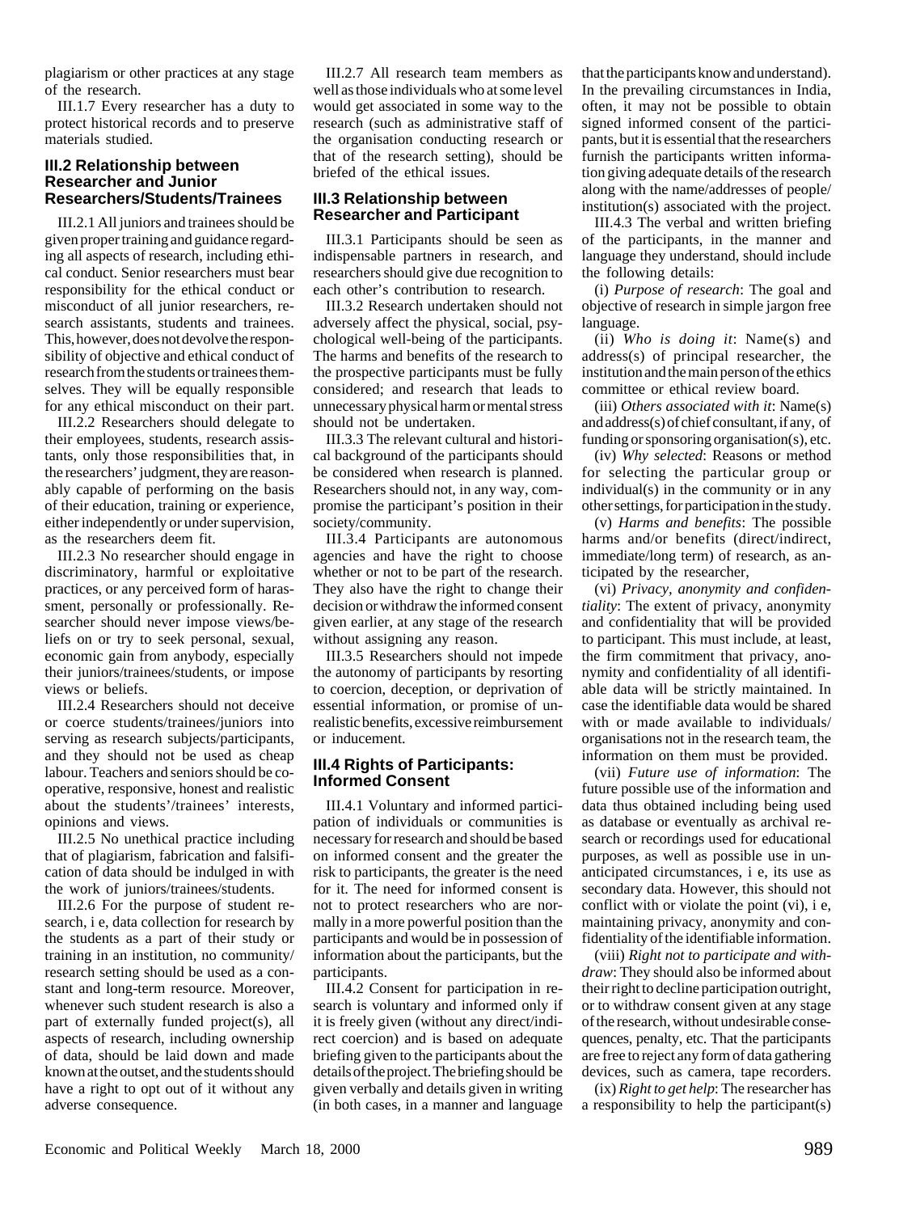plagiarism or other practices at any stage of the research.

III.1.7 Every researcher has a duty to protect historical records and to preserve materials studied.

### III.2 Relationship between Researcher and Junior Researchers/Students/Trainees

III.2.1 All juniors and trainees should be given proper training and guidance regarding all aspects of research, including ethical conduct. Senior researchers must bear responsibility for the ethical conduct or misconduct of all junior researchers, research assistants, students and trainees. This, however, does not devolve the responsibility of objective and ethical conduct of research from the students or trainees themselves. They will be equally responsible for any ethical misconduct on their part.

III.2.2 Researchers should delegate to their employees, students, research assistants, only those responsibilities that, in the researchers' judgment, they are reasonably capable of performing on the basis of their education, training or experience, either independently or under supervision, as the researchers deem fit.

III.2.3 No researcher should engage in discriminatory, harmful or exploitative practices, or any perceived form of harassment, personally or professionally. Researcher should never impose views/beliefs on or try to seek personal, sexual, economic gain from anybody, especially their juniors/trainees/students, or impose views or beliefs.

III.2.4 Researchers should not deceive or coerce students/trainees/juniors into serving as research subjects/participants, and they should not be used as cheap labour. Teachers and seniors should be cooperative, responsive, honest and realistic about the students'/trainees' interests, opinions and views.

III.2.5 No unethical practice including that of plagiarism, fabrication and falsification of data should be indulged in with the work of juniors/trainees/students.

III.2.6 For the purpose of student research, i e, data collection for research by the students as a part of their study or training in an institution, no community/research setting should be used as a constant and long-term resource. Moreover, whenever such student research is also a part of externally funded project(s), all aspects of research, including ownership of data, should be laid down and made known at the outset, and the students should have a right to opt out of it without any adverse consequence.

III.2.7 All research team members as well as those individuals who at some level would get associated in some way to the research (such as administrative staff of the organisation conducting research or that of the research setting), should be briefed of the ethical issues.

### III.3 Relationship between Researcher and Participant

III.3.1 Participants should be seen as indispensable partners in research, and researchers should give due recognition to each other's contribution to research.

III.3.2 Research undertaken should not adversely affect the physical, social, psychological well-being of the participants. The harms and benefits of the research to the prospective participants must be fully considered; and research that leads to unnecessary physical harm or mental stress should not be undertaken.

III.3.3 The relevant cultural and historical background of the participants should be considered when research is planned. Researchers should not, in any way, compromise the participant's position in their society/community.

III.3.4 Participants are autonomous agencies and have the right to choose whether or not to be part of the research. They also have the right to change their decision or withdraw the informed consent given earlier, at any stage of the research without assigning any reason.

III.3.5 Researchers should not impede the autonomy of participants by resorting to coercion, deception, or deprivation of essential information, or promise of unrealistic benefits, excessive reimbursement or inducement.

### III.4 Rights of Participants: Informed Consent

III.4.1 Voluntary and informed participation of individuals or communities is necessary for research and should be based on informed consent and the greater the risk to participants, the greater is the need for it. The need for informed consent is not to protect researchers who are normally in a more powerful position than the participants and would be in possession of information about the participants, but the participants.

III.4.2 Consent for participation in research is voluntary and informed only if it is freely given (without any direct/indirect coercion) and is based on adequate briefing given to the participants about the details of the project. The briefing should be given verbally and details given in writing (in both cases, in a manner and language that the participants know and understand). In the prevailing circumstances in India, often, it may not be possible to obtain signed informed consent of the participants, but it is essential that the researchers furnish the participants written information giving adequate details of the research along with the name/addresses of people/institution(s) associated with the project.

III.4.3 The verbal and written briefing of the participants, in the manner and language they understand, should include the following details:

(i) *Purpose of research*: The goal and objective of research in simple jargon free language.

(ii) *Who is doing it*: Name(s) and address(s) of principal researcher, the institution and the main person of the ethics committee or ethical review board.

(iii) *Others associated with it*: Name(s) and address(s) of chief consultant, if any, of funding or sponsoring organisation(s), etc.

(iv) *Why selected*: Reasons or method for selecting the particular group or individual(s) in the community or in any other settings, for participation in the study.

(v) *Harms and benefits*: The possible harms and/or benefits (direct/indirect, immediate/long term) of research, as anticipated by the researcher,

(vi) *Privacy, anonymity and confidentiality*: The extent of privacy, anonymity and confidentiality that will be provided to participant. This must include, at least, the firm commitment that privacy, anonymity and confidentiality of all identifiable data will be strictly maintained. In case the identifiable data would be shared with or made available to individuals/organisations not in the research team, the information on them must be provided.

(vii) *Future use of information*: The future possible use of the information and data thus obtained including being used as database or eventually as archival research or recordings used for educational purposes, as well as possible use in unanticipated circumstances, i e, its use as secondary data. However, this should not conflict with or violate the point (vi), i e, maintaining privacy, anonymity and confidentiality of the identifiable information.

(viii) *Right not to participate and withdraw*: They should also be informed about their right to decline participation outright, or to withdraw consent given at any stage of the research, without undesirable consequences, penalty, etc. That the participants are free to reject any form of data gathering devices, such as camera, tape recorders.

(ix) *Right to get help*: The researcher has a responsibility to help the participant(s)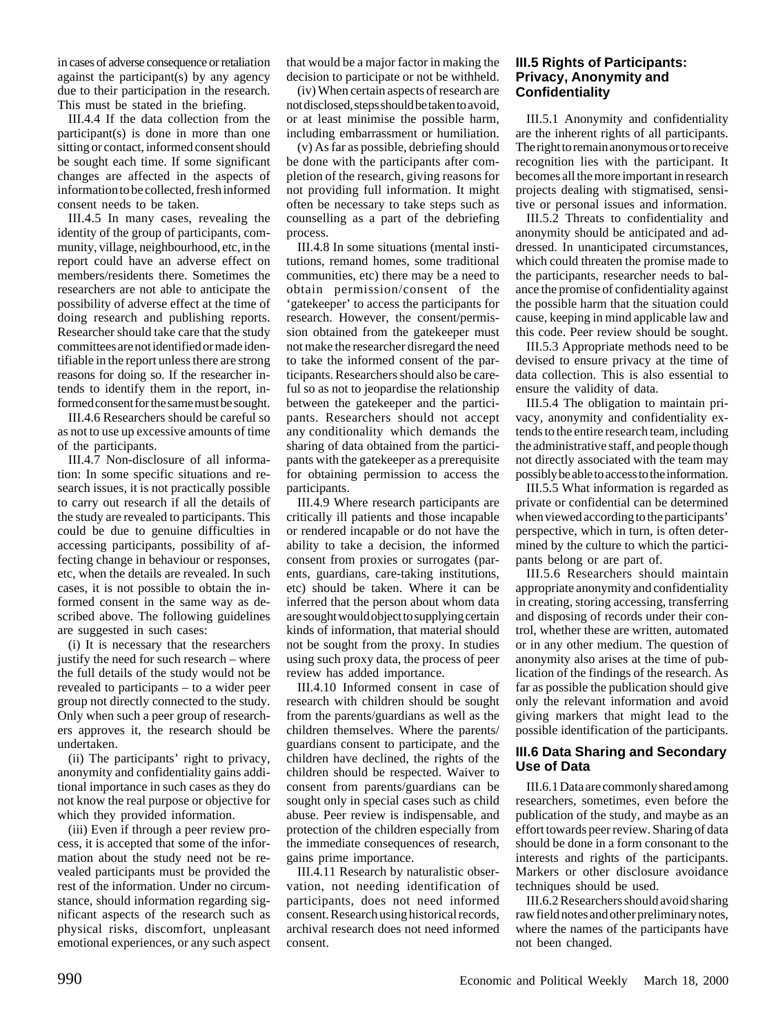in cases of adverse consequence or retaliation against the participant(s) by any agency due to their participation in the research. This must be stated in the briefing.

III.4.4 If the data collection from the participant(s) is done in more than one sitting or contact, informed consent should be sought each time. If some significant changes are affected in the aspects of information to be collected, fresh informed consent needs to be taken.

III.4.5 In many cases, revealing the identity of the group of participants, community, village, neighbourhood, etc, in the report could have an adverse effect on members/residents there. Sometimes the researchers are not able to anticipate the possibility of adverse effect at the time of doing research and publishing reports. Researcher should take care that the study committees are not identified or made identifiable in the report unless there are strong reasons for doing so. If the researcher intends to identify them in the report, informed consent for the same must be sought.

III.4.6 Researchers should be careful so as not to use up excessive amounts of time of the participants.

III.4.7 Non-disclosure of all information: In some specific situations and research issues, it is not practically possible to carry out research if all the details of the study are revealed to participants. This could be due to genuine difficulties in accessing participants, possibility of affecting change in behaviour or responses, etc, when the details are revealed. In such cases, it is not possible to obtain the informed consent in the same way as described above. The following guidelines are suggested in such cases:

(i) It is necessary that the researchers justify the need for such research – where the full details of the study would not be revealed to participants – to a wider peer group not directly connected to the study. Only when such a peer group of researchers approves it, the research should be undertaken.

(ii) The participants' right to privacy, anonymity and confidentiality gains additional importance in such cases as they do not know the real purpose or objective for which they provided information.

(iii) Even if through a peer review process, it is accepted that some of the information about the study need not be revealed participants must be provided the rest of the information. Under no circumstance, should information regarding significant aspects of the research such as physical risks, discomfort, unpleasant emotional experiences, or any such aspect that would be a major factor in making the decision to participate or not be withheld.

(iv) When certain aspects of research are not disclosed, steps should be taken to avoid, or at least minimise the possible harm, including embarrassment or humiliation.

(v) As far as possible, debriefing should be done with the participants after completion of the research, giving reasons for not providing full information. It might often be necessary to take steps such as counselling as a part of the debriefing process.

III.4.8 In some situations (mental institutions, remand homes, some traditional communities, etc) there may be a need to obtain permission/consent of the 'gatekeeper' to access the participants for research. However, the consent/permission obtained from the gatekeeper must not make the researcher disregard the need to take the informed consent of the participants. Researchers should also be careful so as not to jeopardise the relationship between the gatekeeper and the participants. Researchers should not accept any conditionality which demands the sharing of data obtained from the participants with the gatekeeper as a prerequisite for obtaining permission to access the participants.

III.4.9 Where research participants are critically ill patients and those incapable or rendered incapable or do not have the ability to take a decision, the informed consent from proxies or surrogates (parents, guardians, care-taking institutions, etc) should be taken. Where it can be inferred that the person about whom data are sought would object to supplying certain kinds of information, that material should not be sought from the proxy. In studies using such proxy data, the process of peer review has added importance.

III.4.10 Informed consent in case of research with children should be sought from the parents/guardians as well as the children themselves. Where the parents/guardians consent to participate, and the children have declined, the rights of the children should be respected. Waiver to consent from parents/guardians can be sought only in special cases such as child abuse. Peer review is indispensable, and protection of the children especially from the immediate consequences of research, gains prime importance.

III.4.11 Research by naturalistic observation, not needing identification of participants, does not need informed consent. Research using historical records, archival research does not need informed consent.

### III.5 Rights of Participants: Privacy, Anonymity and Confidentiality

III.5.1 Anonymity and confidentiality are the inherent rights of all participants. The right to remain anonymous or to receive recognition lies with the participant. It becomes all the more important in research projects dealing with stigmatised, sensitive or personal issues and information.

III.5.2 Threats to confidentiality and anonymity should be anticipated and addressed. In unanticipated circumstances, which could threaten the promise made to the participants, researcher needs to balance the promise of confidentiality against the possible harm that the situation could cause, keeping in mind applicable law and this code. Peer review should be sought.

III.5.3 Appropriate methods need to be devised to ensure privacy at the time of data collection. This is also essential to ensure the validity of data.

III.5.4 The obligation to maintain privacy, anonymity and confidentiality extends to the entire research team, including the administrative staff, and people though not directly associated with the team may possibly be able to access to the information.

III.5.5 What information is regarded as private or confidential can be determined when viewed according to the participants' perspective, which in turn, is often determined by the culture to which the participants belong or are part of.

III.5.6 Researchers should maintain appropriate anonymity and confidentiality in creating, storing accessing, transferring and disposing of records under their control, whether these are written, automated or in any other medium. The question of anonymity also arises at the time of publication of the findings of the research. As far as possible the publication should give only the relevant information and avoid giving markers that might lead to the possible identification of the participants.

### III.6 Data Sharing and Secondary Use of Data

III.6.1 Data are commonly shared among researchers, sometimes, even before the publication of the study, and maybe as an effort towards peer review. Sharing of data should be done in a form consonant to the interests and rights of the participants. Markers or other disclosure avoidance techniques should be used.

III.6.2 Researchers should avoid sharing raw field notes and other preliminary notes, where the names of the participants have not been changed.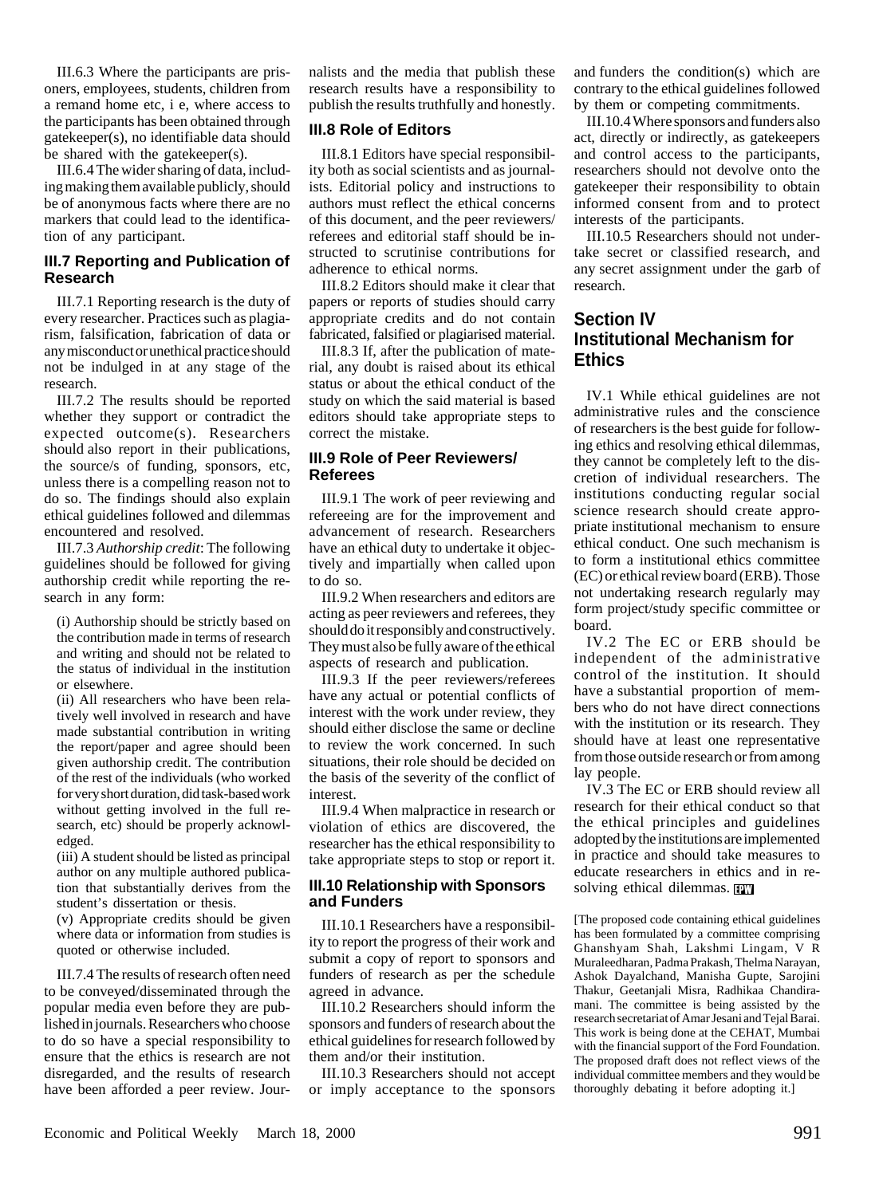III.6.3 Where the participants are prisoners, employees, students, children from a remand home etc, i e, where access to the participants has been obtained through gatekeeper(s), no identifiable data should be shared with the gatekeeper(s).

III.6.4 The wider sharing of data, including making them available publicly, should be of anonymous facts where there are no markers that could lead to the identification of any participant.

### III.7 Reporting and Publication of Research

III.7.1 Reporting research is the duty of every researcher. Practices such as plagiarism, falsification, fabrication of data or any misconduct or unethical practice should not be indulged in at any stage of the research.

III.7.2 The results should be reported whether they support or contradict the expected outcome(s). Researchers should also report in their publications, the source/s of funding, sponsors, etc, unless there is a compelling reason not to do so. The findings should also explain ethical guidelines followed and dilemmas encountered and resolved.

III.7.3 *Authorship credit*: The following guidelines should be followed for giving authorship credit while reporting the research in any form:

(i) Authorship should be strictly based on the contribution made in terms of research and writing and should not be related to the status of individual in the institution or elsewhere.

(ii) All researchers who have been relatively well involved in research and have made substantial contribution in writing the report/paper and agree should been given authorship credit. The contribution of the rest of the individuals (who worked for very short duration, did task-based work without getting involved in the full research, etc) should be properly acknowledged.

(iii) A student should be listed as principal author on any multiple authored publication that substantially derives from the student's dissertation or thesis.

(v) Appropriate credits should be given where data or information from studies is quoted or otherwise included.

III.7.4 The results of research often need to be conveyed/disseminated through the popular media even before they are published in journals. Researchers who choose to do so have a special responsibility to ensure that the ethics is research are not disregarded, and the results of research have been afforded a peer review. Journalists and the media that publish these research results have a responsibility to publish the results truthfully and honestly.

### III.8 Role of Editors

III.8.1 Editors have special responsibility both as social scientists and as journalists. Editorial policy and instructions to authors must reflect the ethical concerns of this document, and the peer reviewers/referees and editorial staff should be instructed to scrutinise contributions for adherence to ethical norms.

III.8.2 Editors should make it clear that papers or reports of studies should carry appropriate credits and do not contain fabricated, falsified or plagiarised material.

III.8.3 If, after the publication of material, any doubt is raised about its ethical status or about the ethical conduct of the study on which the said material is based editors should take appropriate steps to correct the mistake.

### III.9 Role of Peer Reviewers/Referees

III.9.1 The work of peer reviewing and refereeing are for the improvement and advancement of research. Researchers have an ethical duty to undertake it objectively and impartially when called upon to do so.

III.9.2 When researchers and editors are acting as peer reviewers and referees, they should do it responsibly and constructively. They must also be fully aware of the ethical aspects of research and publication.

III.9.3 If the peer reviewers/referees have any actual or potential conflicts of interest with the work under review, they should either disclose the same or decline to review the work concerned. In such situations, their role should be decided on the basis of the severity of the conflict of interest.

III.9.4 When malpractice in research or violation of ethics are discovered, the researcher has the ethical responsibility to take appropriate steps to stop or report it.

### III.10 Relationship with Sponsors and Funders

III.10.1 Researchers have a responsibility to report the progress of their work and submit a copy of report to sponsors and funders of research as per the schedule agreed in advance.

III.10.2 Researchers should inform the sponsors and funders of research about the ethical guidelines for research followed by them and/or their institution.

III.10.3 Researchers should not accept or imply acceptance to the sponsors and funders the condition(s) which are contrary to the ethical guidelines followed by them or competing commitments.

III.10.4 Where sponsors and funders also act, directly or indirectly, as gatekeepers and control access to the participants, researchers should not devolve onto the gatekeeper their responsibility to obtain informed consent from and to protect interests of the participants.

III.10.5 Researchers should not undertake secret or classified research, and any secret assignment under the garb of research.

## Section IV Institutional Mechanism for Ethics

IV.1 While ethical guidelines are not administrative rules and the conscience of researchers is the best guide for following ethics and resolving ethical dilemmas, they cannot be completely left to the discretion of individual researchers. The institutions conducting regular social science research should create appropriate institutional mechanism to ensure ethical conduct. One such mechanism is to form a institutional ethics committee (EC) or ethical review board (ERB). Those not undertaking research regularly may form project/study specific committee or board.

IV.2 The EC or ERB should be independent of the administrative control of the institution. It should have a substantial proportion of members who do not have direct connections with the institution or its research. They should have at least one representative from those outside research or from among lay people.

IV.3 The EC or ERB should review all research for their ethical conduct so that the ethical principles and guidelines adopted by the institutions are implemented in practice and should take measures to educate researchers in ethics and in resolving ethical dilemmas. EPW

[The proposed code containing ethical guidelines has been formulated by a committee comprising Ghanshyam Shah, Lakshmi Lingam, V R Muraleedharan, Padma Prakash, Thelma Narayan, Ashok Dayalchand, Manisha Gupte, Sarojini Thakur, Geetanjali Misra, Radhikaa Chandiramani. The committee is being assisted by the research secretariat of Amar Jesani and Tejal Barai. This work is being done at the CEHAT, Mumbai with the financial support of the Ford Foundation. The proposed draft does not reflect views of the individual committee members and they would be thoroughly debating it before adopting it.]